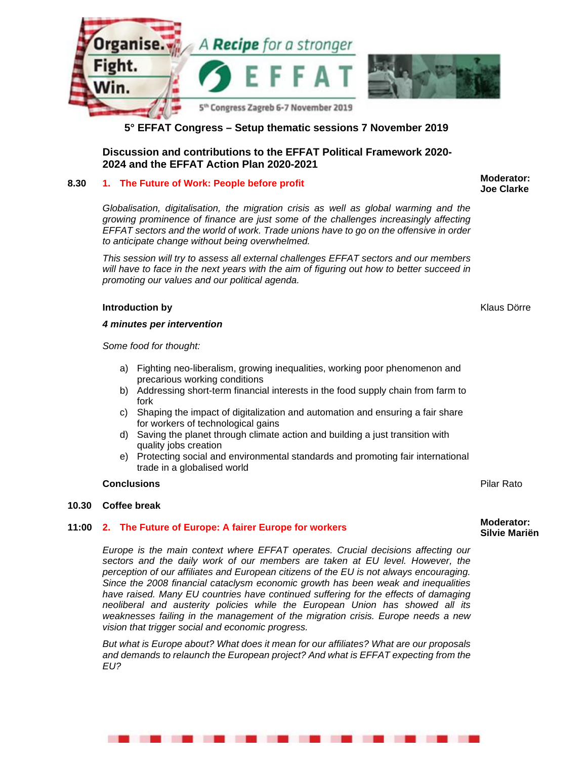Organise. Fight. Win. A Recipe for a stronger EFFAT

5th Congress Zagreb 6-7 November 2019

# 5° EFFAT Congress – Setup thematic sessions 7 November 2019

## Discussion and contributions to the EFFAT Political Framework 2020-2024 and the EFFAT Action Plan 2020-2021

**8.30** **1. The Future of Work: People before profit**

**Moderator: Joe Clarke**

*Globalisation, digitalisation, the migration crisis as well as global warming and the growing prominence of finance are just some of the challenges increasingly affecting EFFAT sectors and the world of work. Trade unions have to go on the offensive in order to anticipate change without being overwhelmed.*

*This session will try to assess all external challenges EFFAT sectors and our members will have to face in the next years with the aim of figuring out how to better succeed in promoting our values and our political agenda.*

**Introduction by** — Klaus Dörre

***4 minutes per intervention***

*Some food for thought:*

a) Fighting neo-liberalism, growing inequalities, working poor phenomenon and precarious working conditions
b) Addressing short-term financial interests in the food supply chain from farm to fork
c) Shaping the impact of digitalization and automation and ensuring a fair share for workers of technological gains
d) Saving the planet through climate action and building a just transition with quality jobs creation
e) Protecting social and environmental standards and promoting fair international trade in a globalised world

**Conclusions** — Pilar Rato

**10.30** **Coffee break**

**11:00** **2. The Future of Europe: A fairer Europe for workers**

**Moderator: Silvie Mariën**

*Europe is the main context where EFFAT operates. Crucial decisions affecting our sectors and the daily work of our members are taken at EU level. However, the perception of our affiliates and European citizens of the EU is not always encouraging. Since the 2008 financial cataclysm economic growth has been weak and inequalities have raised. Many EU countries have continued suffering for the effects of damaging neoliberal and austerity policies while the European Union has showed all its weaknesses failing in the management of the migration crisis. Europe needs a new vision that trigger social and economic progress.*

*But what is Europe about? What does it mean for our affiliates? What are our proposals and demands to relaunch the European project? And what is EFFAT expecting from the EU?*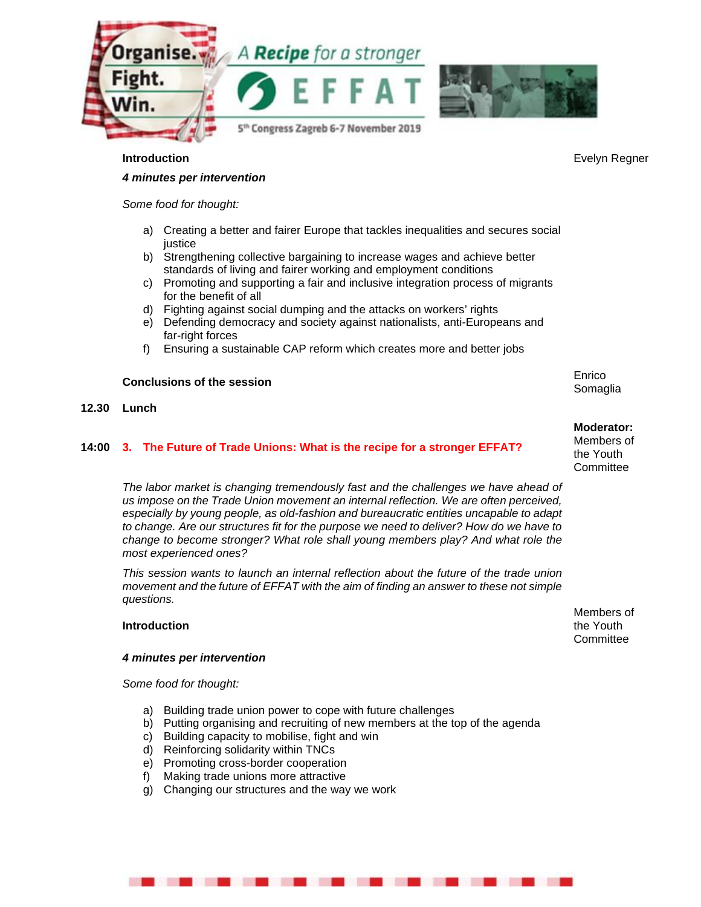**Introduction** — Evelyn Regner

***4 minutes per intervention***

*Some food for thought:*

a) Creating a better and fairer Europe that tackles inequalities and secures social justice
b) Strengthening collective bargaining to increase wages and achieve better standards of living and fairer working and employment conditions
c) Promoting and supporting a fair and inclusive integration process of migrants for the benefit of all
d) Fighting against social dumping and the attacks on workers' rights
e) Defending democracy and society against nationalists, anti-Europeans and far-right forces
f) Ensuring a sustainable CAP reform which creates more and better jobs

**Conclusions of the session** — Enrico Somaglia

**12.30 Lunch**

## 14:00 3. The Future of Trade Unions: What is the recipe for a stronger EFFAT?

**Moderator:** Members of the Youth Committee

*The labor market is changing tremendously fast and the challenges we have ahead of us impose on the Trade Union movement an internal reflection. We are often perceived, especially by young people, as old-fashion and bureaucratic entities uncapable to adapt to change. Are our structures fit for the purpose we need to deliver? How do we have to change to become stronger? What role shall young members play? And what role the most experienced ones?*

*This session wants to launch an internal reflection about the future of the trade union movement and the future of EFFAT with the aim of finding an answer to these not simple questions.*

**Introduction** — Members of the Youth Committee

***4 minutes per intervention***

*Some food for thought:*

a) Building trade union power to cope with future challenges
b) Putting organising and recruiting of new members at the top of the agenda
c) Building capacity to mobilise, fight and win
d) Reinforcing solidarity within TNCs
e) Promoting cross-border cooperation
f) Making trade unions more attractive
g) Changing our structures and the way we work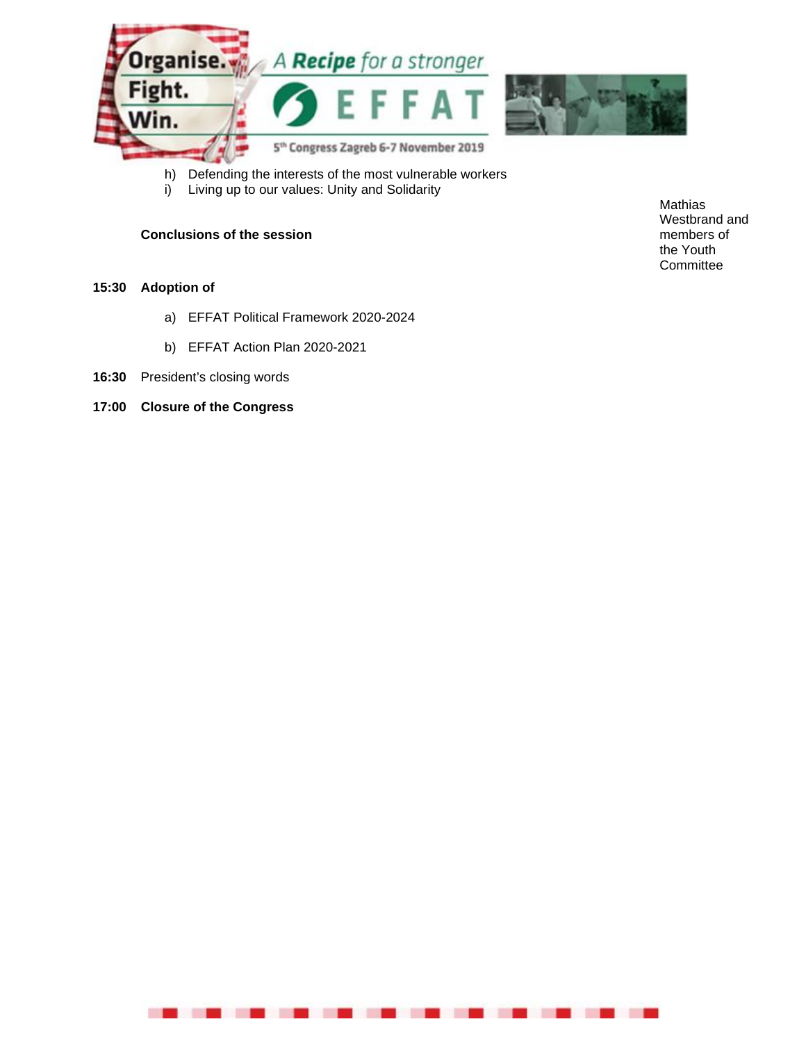h) Defending the interests of the most vulnerable workers
i) Living up to our values: Unity and Solidarity

**Conclusions of the session** — Mathias Westbrand and members of the Youth Committee

**15:30 Adoption of**

a) EFFAT Political Framework 2020-2024

b) EFFAT Action Plan 2020-2021

**16:30** President's closing words

**17:00 Closure of the Congress**